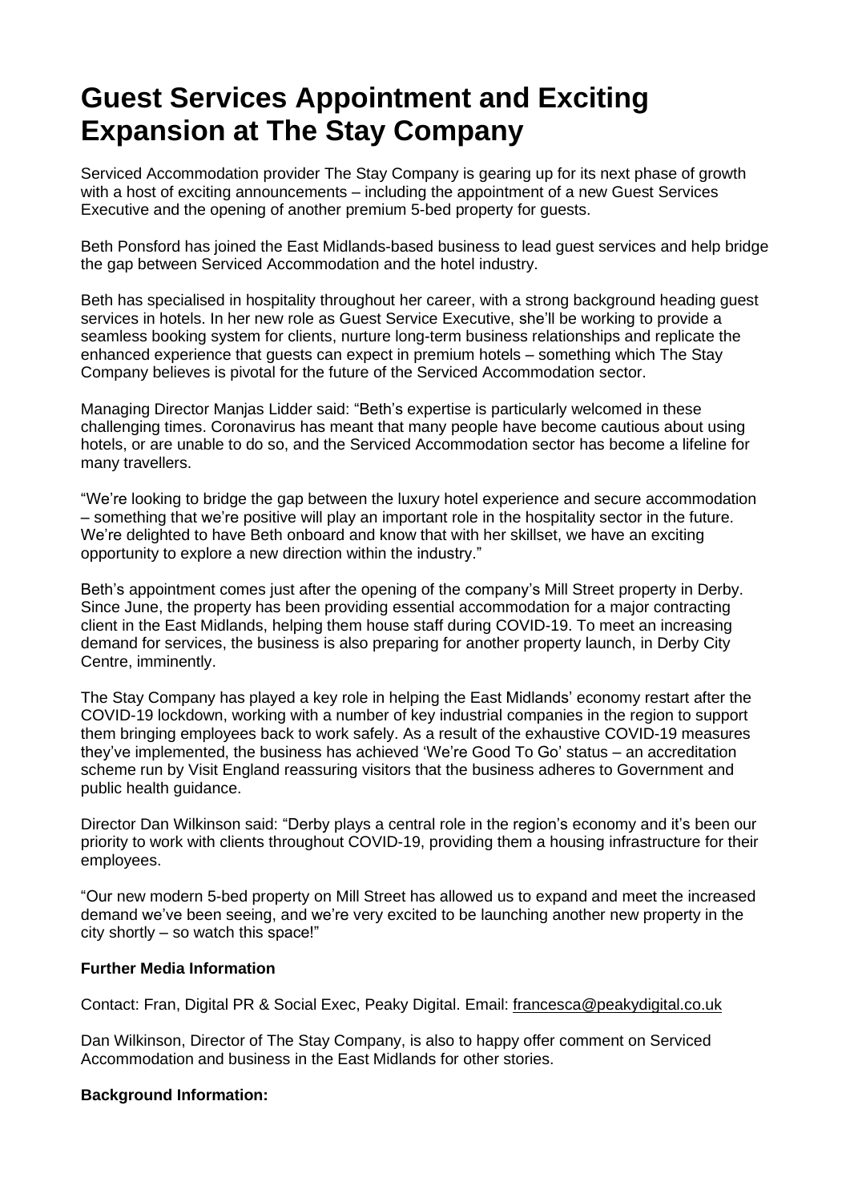# Guest Services Appointment and Exciting Expansion at The Stay Company

Serviced Accommodation provider The Stay Company is gearing up for its next phase of growth with a host of exciting announcements – including the appointment of a new Guest Services Executive and the opening of another premium 5-bed property for guests.

Beth Ponsford has joined the East Midlands-based business to lead guest services and help bridge the gap between Serviced Accommodation and the hotel industry.

Beth has specialised in hospitality throughout her career, with a strong background heading guest services in hotels. In her new role as Guest Service Executive, she'll be working to provide a seamless booking system for clients, nurture long-term business relationships and replicate the enhanced experience that guests can expect in premium hotels – something which The Stay Company believes is pivotal for the future of the Serviced Accommodation sector.

Managing Director Manjas Lidder said: "Beth's expertise is particularly welcomed in these challenging times. Coronavirus has meant that many people have become cautious about using hotels, or are unable to do so, and the Serviced Accommodation sector has become a lifeline for many travellers.

"We're looking to bridge the gap between the luxury hotel experience and secure accommodation – something that we're positive will play an important role in the hospitality sector in the future. We're delighted to have Beth onboard and know that with her skillset, we have an exciting opportunity to explore a new direction within the industry."

Beth's appointment comes just after the opening of the company's Mill Street property in Derby. Since June, the property has been providing essential accommodation for a major contracting client in the East Midlands, helping them house staff during COVID-19. To meet an increasing demand for services, the business is also preparing for another property launch, in Derby City Centre, imminently.

The Stay Company has played a key role in helping the East Midlands' economy restart after the COVID-19 lockdown, working with a number of key industrial companies in the region to support them bringing employees back to work safely. As a result of the exhaustive COVID-19 measures they've implemented, the business has achieved 'We're Good To Go' status – an accreditation scheme run by Visit England reassuring visitors that the business adheres to Government and public health guidance.

Director Dan Wilkinson said: "Derby plays a central role in the region's economy and it's been our priority to work with clients throughout COVID-19, providing them a housing infrastructure for their employees.

"Our new modern 5-bed property on Mill Street has allowed us to expand and meet the increased demand we've been seeing, and we're very excited to be launching another new property in the city shortly – so watch this space!"

**Further Media Information**

Contact: Fran, Digital PR & Social Exec, Peaky Digital. Email: francesca@peakydigital.co.uk

Dan Wilkinson, Director of The Stay Company, is also to happy offer comment on Serviced Accommodation and business in the East Midlands for other stories.

**Background Information:**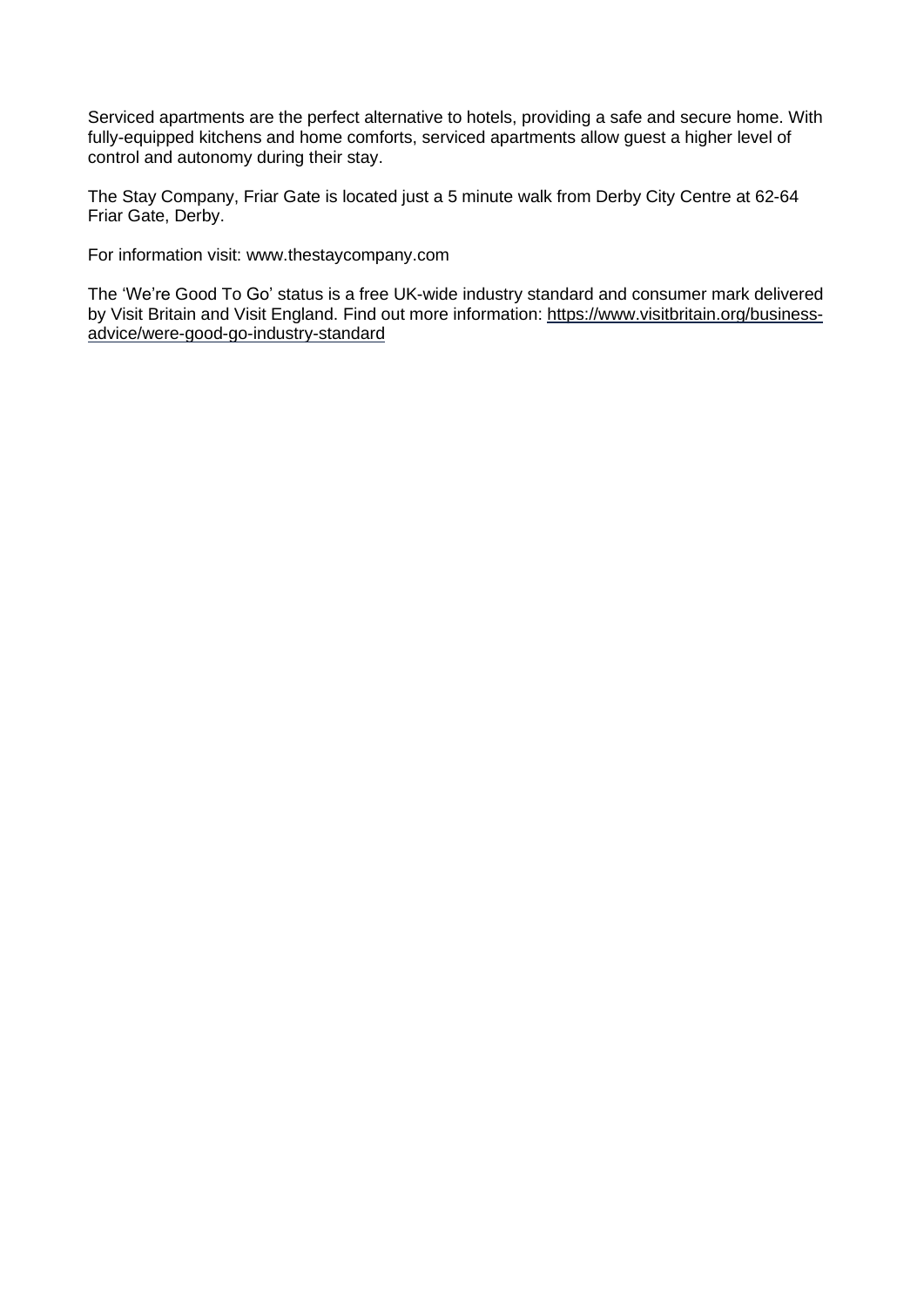Serviced apartments are the perfect alternative to hotels, providing a safe and secure home. With fully-equipped kitchens and home comforts, serviced apartments allow guest a higher level of control and autonomy during their stay.

The Stay Company, Friar Gate is located just a 5 minute walk from Derby City Centre at 62-64 Friar Gate, Derby.

For information visit: www.thestaycompany.com

The 'We're Good To Go' status is a free UK-wide industry standard and consumer mark delivered by Visit Britain and Visit England. Find out more information: https://www.visitbritain.org/business-advice/were-good-go-industry-standard